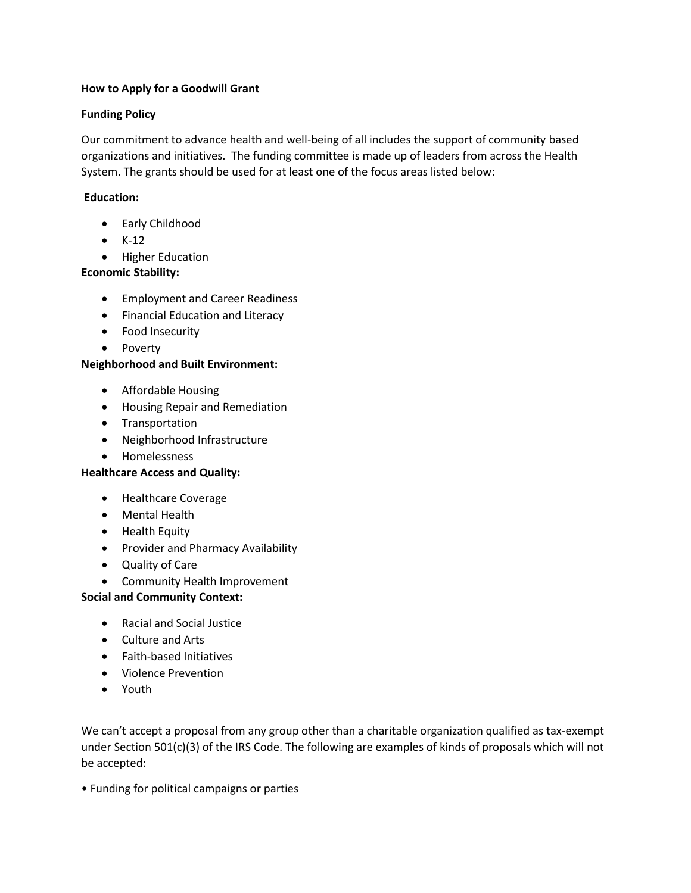**How to Apply for a Goodwill Grant**

**Funding Policy**

Our commitment to advance health and well-being of all includes the support of community based organizations and initiatives. The funding committee is made up of leaders from across the Health System. The grants should be used for at least one of the focus areas listed below:

**Education:**

- Early Childhood
- K-12
- Higher Education

**Economic Stability:**

- Employment and Career Readiness
- Financial Education and Literacy
- Food Insecurity
- Poverty

**Neighborhood and Built Environment:**

- Affordable Housing
- Housing Repair and Remediation
- Transportation
- Neighborhood Infrastructure
- Homelessness

**Healthcare Access and Quality:**

- Healthcare Coverage
- Mental Health
- Health Equity
- Provider and Pharmacy Availability
- Quality of Care
- Community Health Improvement

**Social and Community Context:**

- Racial and Social Justice
- Culture and Arts
- Faith-based Initiatives
- Violence Prevention
- Youth

We can't accept a proposal from any group other than a charitable organization qualified as tax-exempt under Section 501(c)(3) of the IRS Code. The following are examples of kinds of proposals which will not be accepted:

- Funding for political campaigns or parties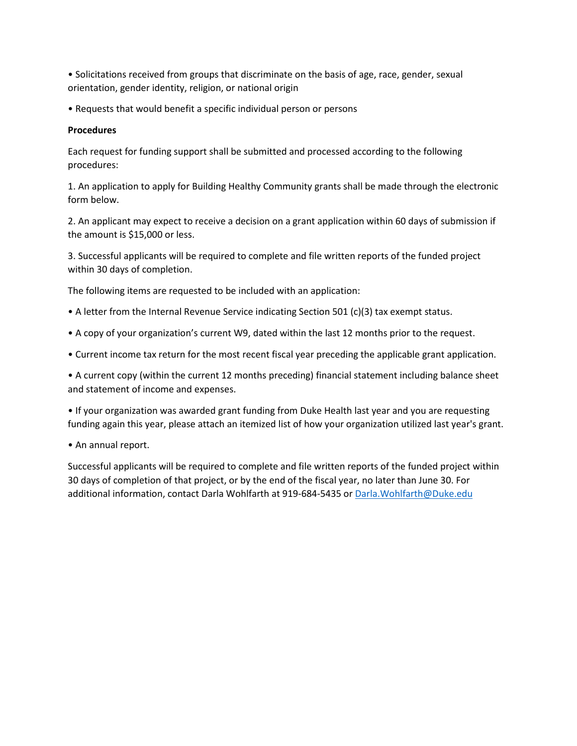- Solicitations received from groups that discriminate on the basis of age, race, gender, sexual orientation, gender identity, religion, or national origin
- Requests that would benefit a specific individual person or persons

**Procedures**

Each request for funding support shall be submitted and processed according to the following procedures:

1. An application to apply for Building Healthy Community grants shall be made through the electronic form below.
2. An applicant may expect to receive a decision on a grant application within 60 days of submission if the amount is $15,000 or less.
3. Successful applicants will be required to complete and file written reports of the funded project within 30 days of completion.

The following items are requested to be included with an application:

- A letter from the Internal Revenue Service indicating Section 501 (c)(3) tax exempt status.
- A copy of your organization's current W9, dated within the last 12 months prior to the request.
- Current income tax return for the most recent fiscal year preceding the applicable grant application.
- A current copy (within the current 12 months preceding) financial statement including balance sheet and statement of income and expenses.
- If your organization was awarded grant funding from Duke Health last year and you are requesting funding again this year, please attach an itemized list of how your organization utilized last year's grant.
- An annual report.

Successful applicants will be required to complete and file written reports of the funded project within 30 days of completion of that project, or by the end of the fiscal year, no later than June 30. For additional information, contact Darla Wohlfarth at 919-684-5435 or Darla.Wohlfarth@Duke.edu